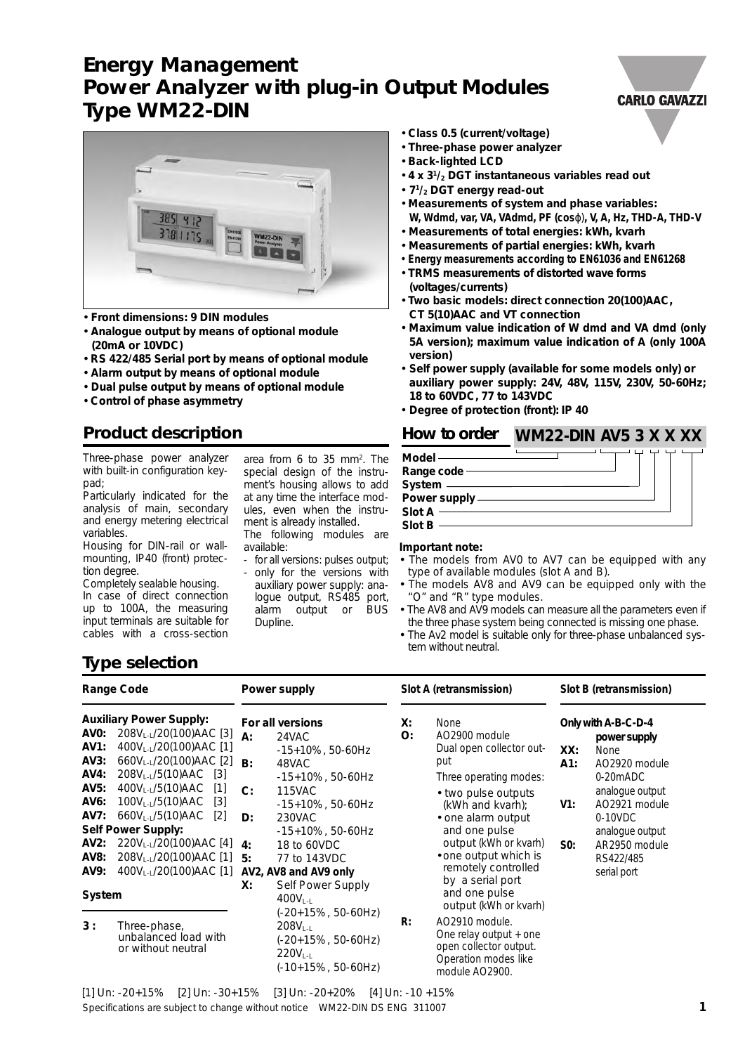# Energy Management
# Power Analyzer with plug-in Output Modules
# Type WM22-DIN

- **Front dimensions: 9 DIN modules**
- **Analogue output by means of optional module (20mA or 10VDC)**
- **RS 422/485 Serial port by means of optional module**
- **Alarm output by means of optional module**
- **Dual pulse output by means of optional module**
- **Control of phase asymmetry**

- **Class 0.5 (current/voltage)**
- **Three-phase power analyzer**
- **Back-lighted LCD**
- **4 x 3½ DGT instantaneous variables read out**
- **7½ DGT energy read-out**
- **Measurements of system and phase variables: W, Wdmd, var, VA, VAdmd, PF (cosφ), V, A, Hz, THD-A, THD-V**
- **Measurements of total energies: kWh, kvarh**
- **Measurements of partial energies: kWh, kvarh**
- **Energy measurements according to EN61036 and EN61268**
- **TRMS measurements of distorted wave forms (voltages/currents)**
- **Two basic models: direct connection 20(100)AAC, CT 5(10)AAC and VT connection**
- **Maximum value indication of W dmd and VA dmd (only 5A version); maximum value indication of A (only 100A version)**
- **Self power supply (available for some models only) or auxiliary power supply: 24V, 48V, 115V, 230V, 50-60Hz; 18 to 60VDC, 77 to 143VDC**
- **Degree of protection (front): IP 40**

## Product description

Three-phase power analyzer with built-in configuration keypad;

Particularly indicated for the analysis of main, secondary and energy metering electrical variables.

Housing for DIN-rail or wall-mounting, IP40 (front) protection degree.

Completely sealable housing.

In case of direct connection up to 100A, the measuring input terminals are suitable for cables with a cross-section area from 6 to 35 mm². The special design of the instrument's housing allows to add at any time the interface modules, even when the instrument is already installed.

The following modules are available:

- for all versions: pulses output;
- only for the versions with auxiliary power supply: analogue output, RS485 port, alarm output or BUS Dupline.

## How to order **WM22-DIN AV5 3 X X XX**

- Model
- Range code
- System
- Power supply
- Slot A
- Slot B

**Important note:**

- The models from AV0 to AV7 can be equipped with any type of available modules (slot A and B).
- The models AV8 and AV9 can be equipped only with the "O" and "R" type modules.
- The AV8 and AV9 models can measure all the parameters even if the three phase system being connected is missing one phase.
- The Av2 model is suitable only for three-phase unbalanced system without neutral.

## Type selection

### Range Code

**Auxiliary Power Supply:**

| | | |
|---|---|---|
| **AV0:** | $208V_{L-L}$/20(100)AAC | [3] |
| **AV1:** | $400V_{L-L}$/20(100)AAC | [1] |
| **AV3:** | $660V_{L-L}$/20(100)AAC | [2] |
| **AV4:** | $208V_{L-L}$/5(10)AAC | [3] |
| **AV5:** | $400V_{L-L}$/5(10)AAC | [1] |
| **AV6:** | $100V_{L-L}$/5(10)AAC | [3] |
| **AV7:** | $660V_{L-L}$/5(10)AAC | [2] |

**Self Power Supply:**

| | | |
|---|---|---|
| **AV2:** | $220V_{L-L}$/20(100)AAC | [4] |
| **AV8:** | $208V_{L-L}$/20(100)AAC | [1] |
| **AV9:** | $400V_{L-L}$/20(100)AAC | [1] |

### System

**3 :** Three-phase, unbalanced load with or without neutral

### Power supply

**For all versions**

| | |
|---|---|
| **A:** | 24VAC -15+10%, 50-60Hz |
| **B:** | 48VAC -15+10%, 50-60Hz |
| **C:** | 115VAC -15+10%, 50-60Hz |
| **D:** | 230VAC -15+10%, 50-60Hz |
| **4:** | 18 to 60VDC |
| **5:** | 77 to 143VDC |

**AV2, AV8 and AV9 only**

**X:** Self Power Supply $400V_{L-L}$ (-20+15%, 50-60Hz) $208V_{L-L}$ (-20+15%, 50-60Hz) $220V_{L-L}$ (-10+15%, 50-60Hz)

### Slot A (retransmission)

| | |
|---|---|
| **X:** | None |
| **O:** | AO2900 module Dual open collector output. Three operating modes: • two pulse outputs (kWh and kvarh); • one alarm output and one pulse output (kWh or kvarh) • one output which is remotely controlled by a serial port and one pulse output (kWh or kvarh) |
| **R:** | AO2910 module. One relay output + one open collector output. Operation modes like module AO2900. |

### Slot B (retransmission)

**Only with A-B-C-D-4 power supply**

| | |
|---|---|
| **XX:** | None |
| **A1:** | AO2920 module 0-20mADC analogue output |
| **V1:** | AO2921 module 0-10VDC analogue output |
| **S0:** | AR2950 module RS422/485 serial port |

[1] Un: -20+15% [2] Un: -30+15% [3] Un: -20+20% [4] Un: -10 +15%

Specifications are subject to change without notice WM22-DIN DS ENG 311007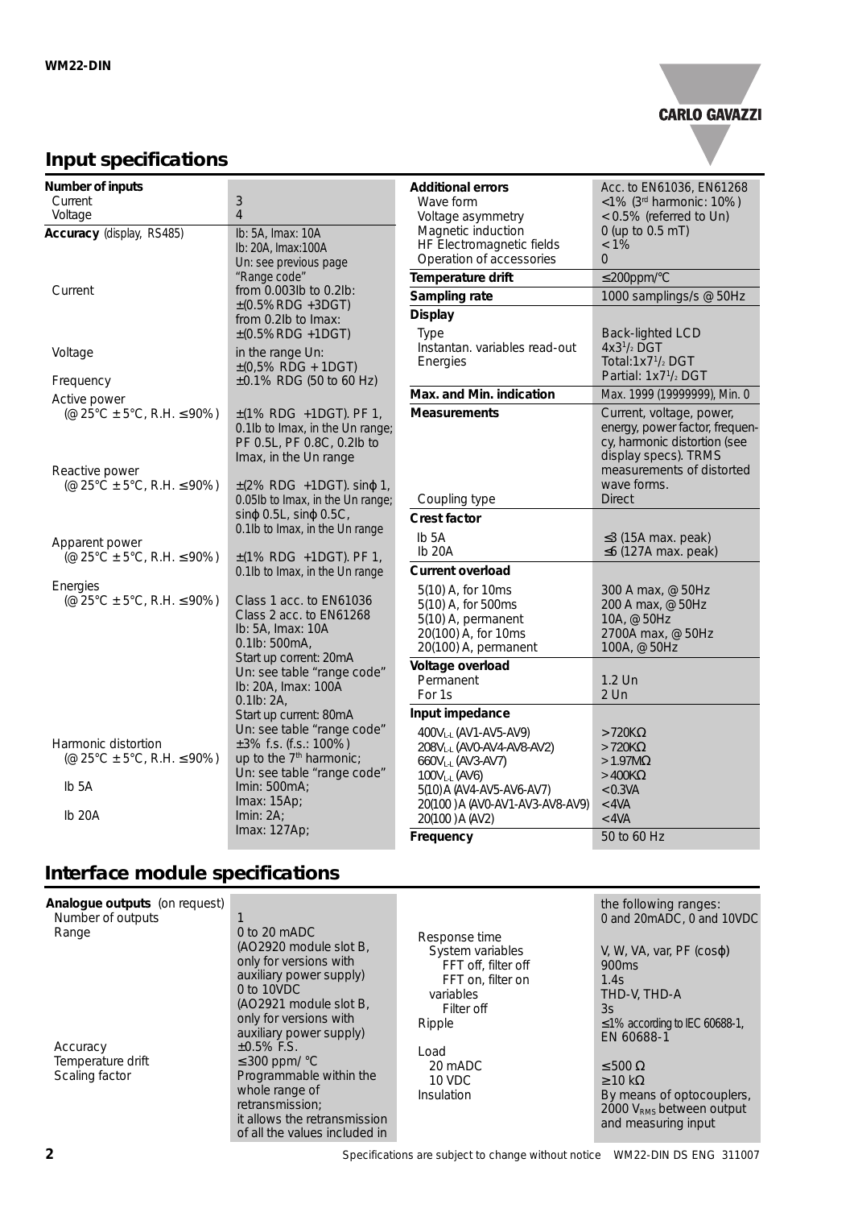## Input specifications

| | |
|---|---|
| **Number of inputs** | |
| Current | 3 |
| Voltage | 4 |
| **Accuracy** (display, RS485) | Ib: 5A, Imax: 10A<br>Ib: 20A, Imax:100A<br>Un: see previous page "Range code" |
| Current | from 0.003Ib to 0.2Ib: ±(0.5% RDG +3DGT)<br>from 0.2Ib to Imax: ±(0.5% RDG +1DGT) |
| Voltage | in the range Un: ±(0,5% RDG + 1DGT) |
| Frequency | ±0.1% RDG (50 to 60 Hz) |
| Active power (@25°C ±5°C, R.H. ≤90%) | ±(1% RDG +1DGT). PF 1, 0.1Ib to Imax, in the Un range; PF 0.5L, PF 0.8C, 0.2Ib to Imax, in the Un range |
| Reactive power (@25°C ±5°C, R.H. ≤90%) | ±(2% RDG +1DGT). sinφ 1, 0.05Ib to Imax, in the Un range; sinφ 0.5L, sinφ 0.5C, 0.1Ib to Imax, in the Un range |
| Apparent power (@25°C ±5°C, R.H. ≤90%) | ±(1% RDG +1DGT). PF 1, 0.1Ib to Imax, in the Un range |
| Energies (@25°C ±5°C, R.H. ≤90%) | Class 1 acc. to EN61036<br>Class 2 acc. to EN61268<br>Ib: 5A, Imax: 10A<br>0.1Ib: 500mA,<br>Start up current: 20mA<br>Un: see table "range code"<br>Ib: 20A, Imax: 100A<br>0.1Ib: 2A,<br>Start up current: 80mA<br>Un: see table "range code" |
| Harmonic distortion (@25°C ±5°C, R.H. ≤90%) | ±3% f.s. (f.s.: 100%) up to the 7th harmonic; Un: see table "range code" |
| Ib 5A | Imin: 500mA;<br>Imax: 15Ap; |
| Ib 20A | Imin: 2A;<br>Imax: 127Ap; |
| **Additional errors** | Acc. to EN61036, EN61268 |
| Wave form | <1% (3rd harmonic: 10%) |
| Voltage asymmetry | < 0.5% (referred to Un) |
| Magnetic induction | 0 (up to 0.5 mT) |
| HF Electromagnetic fields | < 1% |
| Operation of accessories | 0 |
| **Temperature drift** | ≤200ppm/°C |
| **Sampling rate** | 1000 samplings/s @ 50Hz |
| **Display** | |
| Type | Back-lighted LCD |
| Instantan. variables read-out | 4x3½ DGT |
| Energies | Total:1x7½ DGT<br>Partial: 1x7½ DGT |
| **Max. and Min. indication** | Max. 1999 (19999999), Min. 0 |
| **Measurements** | Current, voltage, power, energy, power factor, frequency, harmonic distortion (see display specs). TRMS measurements of distorted wave forms. |
| Coupling type | Direct |
| **Crest factor** | |
| Ib 5A | ≤3 (15A max. peak) |
| Ib 20A | ≤6 (127A max. peak) |
| **Current overload** | |
| 5(10) A, for 10ms | 300 A max, @ 50Hz |
| 5(10) A, for 500ms | 200 A max, @ 50Hz |
| 5(10) A, permanent | 10A, @ 50Hz |
| 20(100) A, for 10ms | 2700A max, @ 50Hz |
| 20(100) A, permanent | 100A, @ 50Hz |
| **Voltage overload** | |
| Permanent | 1.2 Un |
| For 1s | 2 Un |
| **Input impedance** | |
| $400V_{L-L}$ (AV1-AV5-AV9) | > 720KΩ |
| $208V_{L-L}$ (AV0-AV4-AV8-AV2) | > 720KΩ |
| $660V_{L-L}$ (AV3-AV7) | > 1.97MΩ |
| $100V_{L-L}$ (AV6) | > 400KΩ |
| 5(10) A (AV4-AV5-AV6-AV7) | < 0.3VA |
| 20(100) A (AV0-AV1-AV3-AV8-AV9) | < 4VA |
| 20(100) A (AV2) | < 4VA |
| **Frequency** | 50 to 60 Hz |

## Interface module specifications

| | |
|---|---|
| **Analogue outputs** (on request) | |
| Number of outputs | 1 |
| Range | 0 to 20 mADC (AO2920 module slot B, only for versions with auxiliary power supply)<br>0 to 10VDC (AO2921 module slot B, only for versions with auxiliary power supply) |
| Accuracy | ±0.5% F.S. |
| Temperature drift | ≤ 300 ppm/ °C |
| Scaling factor | Programmable within the whole range of retransmission; it allows the retransmission of all the values included in the following ranges: 0 and 20mADC, 0 and 10VDC |
| Response time | |
| System variables | V, W, VA, var, PF (cosφ) |
| FFT off, filter off | 900ms |
| FFT on, filter on | 1.4s |
| variables | THD-V, THD-A |
| Filter off | 3s |
| Ripple | ≤1% according to IEC 60688-1, EN 60688-1 |
| Load | |
| 20 mADC | ≤ 500 Ω |
| 10 VDC | ≥ 10 kΩ |
| Insulation | By means of optocouplers, 2000 $V_{RMS}$ between output and measuring input |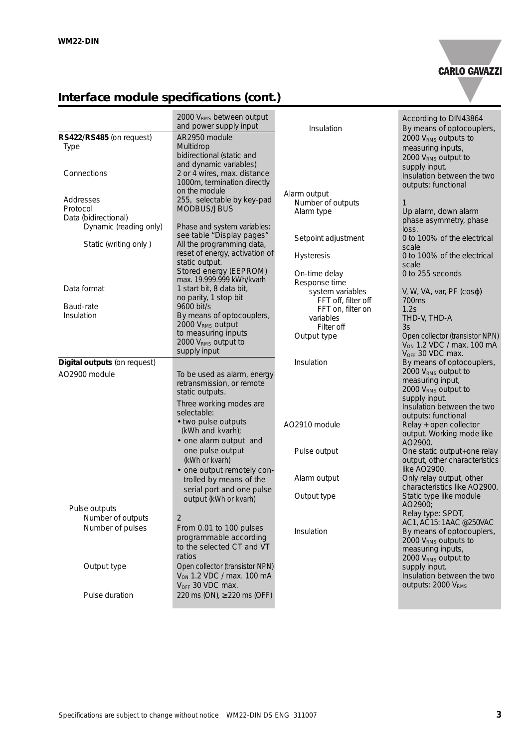## Interface module specifications (cont.)

| | |
|---|---|
| | 2000 $V_{RMS}$ between output and power supply input |
| **RS422/RS485** (on request) | AR2950 module |
| Type | Multidrop bidirectional (static and and dynamic variables) |
| Connections | 2 or 4 wires, max. distance 1000m, termination directly on the module |
| Addresses | 255, selectable by key-pad |
| Protocol | MODBUS/JBUS |
| Data (bidirectional) | |
| Dynamic (reading only) | Phase and system variables: see table "Display pages" |
| Static (writing only ) | All the programming data, reset of energy, activation of static output. Stored energy (EEPROM) max. 19.999.999 kWh/kvarh |
| Data format | 1 start bit, 8 data bit, no parity, 1 stop bit |
| Baud-rate | 9600 bit/s |
| Insulation | By means of optocouplers, 2000 $V_{RMS}$ output to measuring inputs 2000 $V_{RMS}$ output to supply input |
| **Digital outputs** (on request) | |
| AO2900 module | To be used as alarm, energy retransmission, or remote static outputs. Three working modes are selectable: • two pulse outputs (kWh and kvarh); • one alarm output and one pulse output (kWh or kvarh) • one output remotely controlled by means of the serial port and one pulse output (kWh or kvarh) |
| Pulse outputs | |
| Number of outputs | 2 |
| Number of pulses | From 0.01 to 100 pulses programmable according to the selected CT and VT ratios |
| Output type | Open collector (transistor NPN) $V_{ON}$ 1.2 VDC / max. 100 mA $V_{OFF}$ 30 VDC max. |
| Pulse duration | 220 ms (ON), ≥220 ms (OFF) |
| Insulation | According to DIN43864 By means of optocouplers, 2000 $V_{RMS}$ outputs to measuring inputs, 2000 $V_{RMS}$ output to supply input. Insulation between the two outputs: functional |
| Alarm output | |
| Number of outputs | 1 |
| Alarm type | Up alarm, down alarm phase asymmetry, phase loss. |
| Setpoint adjustment | 0 to 100% of the electrical scale |
| Hysteresis | 0 to 100% of the electrical scale |
| On-time delay | 0 to 255 seconds |
| Response time | |
| system variables | V, W, VA, var, PF (cosφ) |
| FFT off, filter off | 700ms |
| FFT on, filter on | 1.2s |
| variables | THD-V, THD-A |
| Filter off | 3s |
| Output type | Open collector (transistor NPN) $V_{ON}$ 1.2 VDC / max. 100 mA $V_{OFF}$ 30 VDC max. |
| Insulation | By means of optocouplers, 2000 $V_{RMS}$ output to measuring input, 2000 $V_{RMS}$ output to supply input. Insulation between the two outputs: functional |
| AO2910 module | Relay + open collector output. Working mode like AO2900. |
| Pulse output | One static output+one relay output, other characteristics like AO2900. |
| Alarm output | Only relay output, other characteristics like AO2900. |
| Output type | Static type like module AO2900; Relay type: SPDT, AC1, AC15: 1AAC @250VAC |
| Insulation | By means of optocouplers, 2000 $V_{RMS}$ outputs to measuring inputs, 2000 $V_{RMS}$ output to supply input. Insulation between the two outputs: 2000 $V_{RMS}$ |

Specifications are subject to change without notice WM22-DIN DS ENG 311007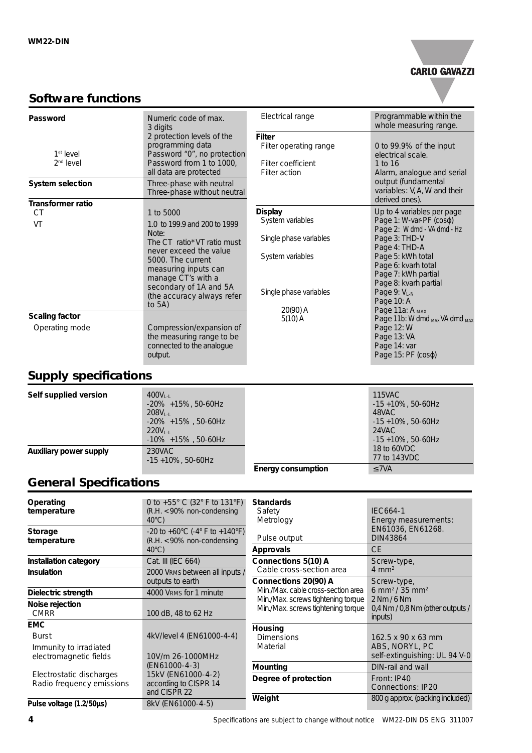## Software functions

| | |
|---|---|
| **Password** | Numeric code of max. 3 digits |
| | 2 protection levels of the programming data |
| 1st level | Password "0", no protection |
| 2nd level | Password from 1 to 1000, all data are protected |
| **System selection** | Three-phase with neutral<br>Three-phase without neutral |
| **Transformer ratio** | |
| CT | 1 to 5000 |
| VT | 1.0 to 199.9 and 200 to 1999<br>Note:<br>The CT ratio*VT ratio must never exceed the value 5000. The current measuring inputs can manage CT's with a secondary of 1A and 5A (the accuracy always refer to 5A) |
| **Scaling factor** | |
| Operating mode | Compression/expansion of the measuring range to be connected to the analogue output. |
| Electrical range | Programmable within the whole measuring range. |
| **Filter** | |
| Filter operating range | 0 to 99.9% of the input electrical scale. |
| Filter coefficient | 1 to 16 |
| Filter action | Alarm, analogue and serial output (fundamental variables: V, A, W and their derived ones). |
| **Display** | Up to 4 variables per page |
| System variables | Page 1: W-var-PF (cosφ)<br>Page 2: W dmd - VA dmd - Hz |
| Single phase variables | Page 3: THD-V<br>Page 4: THD-A |
| System variables | Page 5: kWh total<br>Page 6: kvarh total<br>Page 7: kWh partial<br>Page 8: kvarh partial |
| Single phase variables | Page 9: $V_{L-N}$<br>Page 10: A |
| 20(90) A | Page 11a: $A_{MAX}$ |
| 5(10) A | Page 11b: W dmd $_{MAX}$ VA dmd $_{MAX}$<br>Page 12: W<br>Page 13: VA<br>Page 14: var<br>Page 15: PF (cosφ) |

## Supply specifications

| | |
|---|---|
| **Self supplied version** | $400V_{L-L}$<br>-20% +15%, 50-60Hz<br>$208V_{L-L}$<br>-20% +15% , 50-60Hz<br>$220V_{L-L}$<br>-10% +15% , 50-60Hz |
| **Auxiliary power supply** | 230VAC<br>-15 +10%, 50-60Hz<br>115VAC<br>-15 +10%, 50-60Hz<br>48VAC<br>-15 +10%, 50-60Hz<br>24VAC<br>-15 +10%, 50-60Hz<br>18 to 60VDC<br>77 to 143VDC |
| **Energy consumption** | ≤7VA |

## General Specifications

| | |
|---|---|
| **Operating temperature** | 0 to +55° C (32° F to 131°F) (R.H. < 90% non-condensing 40°C) |
| **Storage temperature** | -20 to +60°C (-4° F to +140°F) (R.H. < 90% non-condensing 40°C) |
| **Installation category** | Cat. III (IEC 664) |
| **Insulation** | 2000 VRMS between all inputs / outputs to earth |
| **Dielectric strength** | 4000 VRMS for 1 minute |
| **Noise rejection** | |
| CMRR | 100 dB, 48 to 62 Hz |
| **EMC** | |
| Burst | 4kV/level 4 (EN61000-4-4) |
| Immunity to irradiated electromagnetic fields | 10V/m 26-1000MHz (EN61000-4-3) |
| Electrostatic discharges | 15kV (EN61000-4-2) |
| Radio frequency emissions | according to CISPR 14 and CISPR 22 |
| **Pulse voltage (1.2/50µs)** | 8kV (EN61000-4-5) |
| **Standards** | |
| Safety | IEC664-1 |
| Metrology | Energy measurements: EN61036, EN61268. |
| Pulse output | DIN43864 |
| **Approvals** | CE |
| **Connections 5(10) A** | Screw-type, |
| Cable cross-section area | 4 mm² |
| **Connections 20(90) A** | Screw-type, |
| Min./Max. cable cross-section area | 6 mm² / 35 mm² |
| Min./Max. screws tightening torque | 2 Nm / 6 Nm |
| Min./Max. screws tightening torque | 0,4 Nm / 0,8 Nm (other outputs / inputs) |
| **Housing** | |
| Dimensions | 162.5 x 90 x 63 mm |
| Material | ABS, NORYL, PC self-extinguishing: UL 94 V-0 |
| **Mounting** | DIN-rail and wall |
| **Degree of protection** | Front: IP40<br>Connections: IP20 |
| **Weight** | 800 g approx. (packing included) |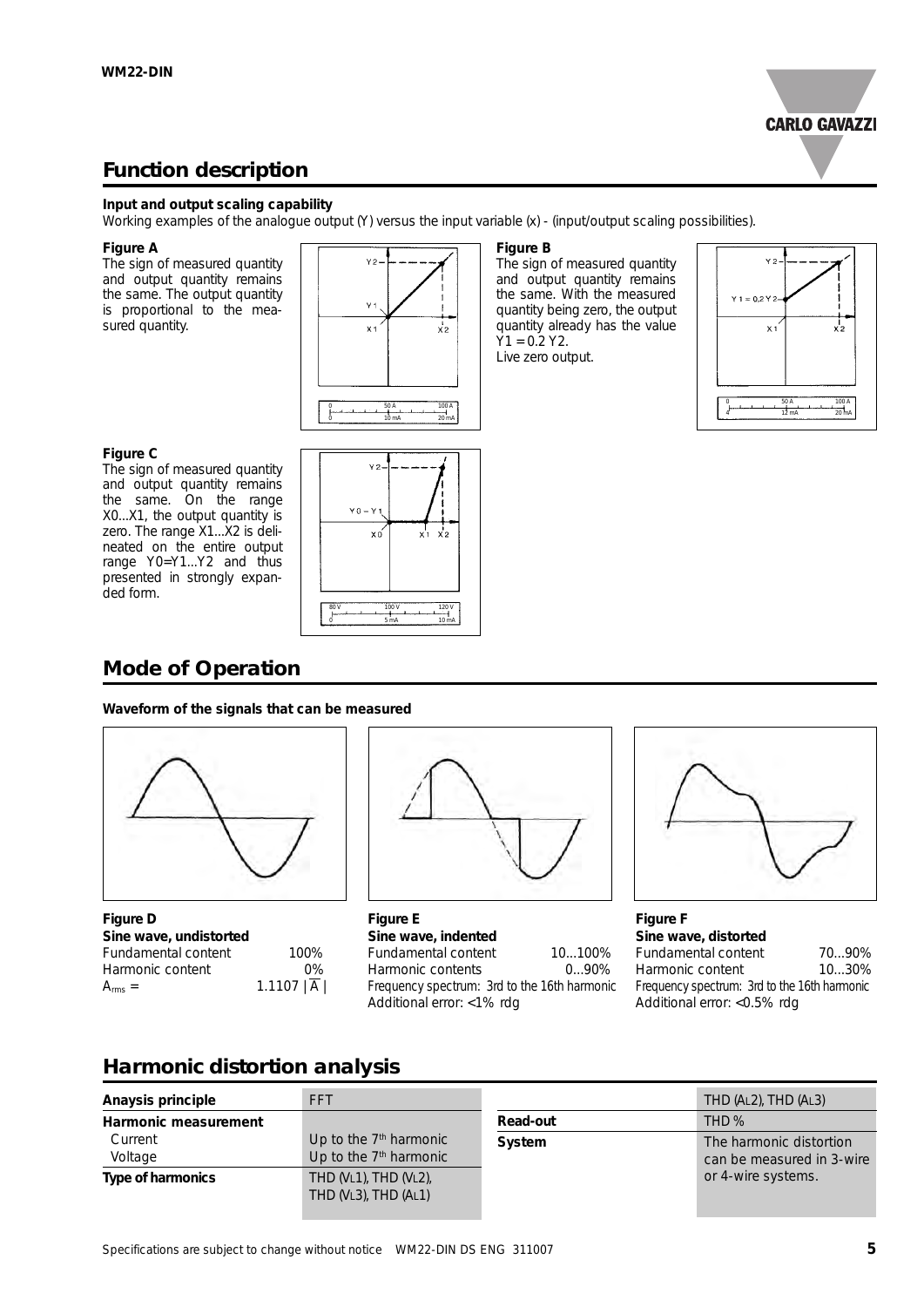## Function description

**Input and output scaling capability**

Working examples of the analogue output (Y) versus the input variable (x) - (input/output scaling possibilities).

**Figure A**

The sign of measured quantity and output quantity remains the same. The output quantity is proportional to the measured quantity.

**Figure B**

The sign of measured quantity and output quantity remains the same. With the measured quantity being zero, the output quantity already has the value Y1 = 0.2 Y2.
Live zero output.

**Figure C**

The sign of measured quantity and output quantity remains the same. On the range X0...X1, the output quantity is zero. The range X1...X2 is delineated on the entire output range Y0=Y1...Y2 and thus presented in strongly expanded form.

## Mode of Operation

**Waveform of the signals that can be measured**

**Figure D**
**Sine wave, undistorted**

| | |
|---|---|
| Fundamental content | 100% |
| Harmonic content | 0% |
| $A_{rms}$ = | $1.1107 \mid \overline{A} \mid$ |

**Figure E**
**Sine wave, indented**

| | |
|---|---|
| Fundamental content | 10...100% |
| Harmonic contents | 0...90% |

Frequency spectrum: 3rd to the 16th harmonic
Additional error: <1% rdg

**Figure F**
**Sine wave, distorted**

| | |
|---|---|
| Fundamental content | 70...90% |
| Harmonic content | 10...30% |

Frequency spectrum: 3rd to the 16th harmonic
Additional error: <0.5% rdg

## Harmonic distortion analysis

| | |
|---|---|
| **Anaysis principle** | FFT |
| **Harmonic measurement** | |
| Current | Up to the 7th harmonic |
| Voltage | Up to the 7th harmonic |
| **Type of harmonics** | THD (VL1), THD (VL2), THD (VL3), THD (AL1), THD (AL2), THD (AL3) |
| **Read-out** | THD % |
| **System** | The harmonic distortion can be measured in 3-wire or 4-wire systems. |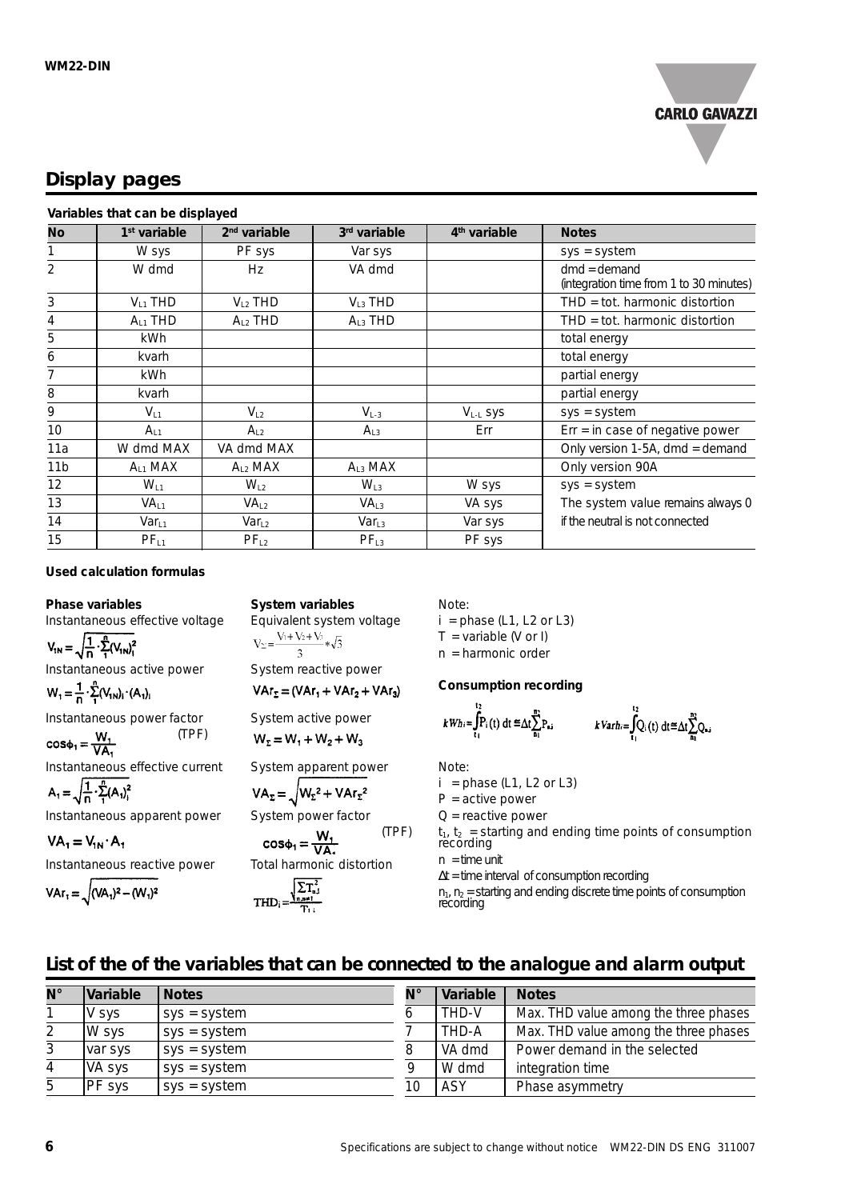## Display pages

**Variables that can be displayed**

| No | 1st variable | 2nd variable | 3rd variable | 4th variable | Notes |
|---|---|---|---|---|---|
| 1 | W sys | PF sys | Var sys | | sys = system |
| 2 | W dmd | Hz | VA dmd | | dmd = demand (integration time from 1 to 30 minutes) |
| 3 | $V_{L1}$ THD | $V_{L2}$ THD | $V_{L3}$ THD | | THD = tot. harmonic distortion |
| 4 | $A_{L1}$ THD | $A_{L2}$ THD | $A_{L3}$ THD | | THD = tot. harmonic distortion |
| 5 | kWh | | | | total energy |
| 6 | kvarh | | | | total energy |
| 7 | kWh | | | | partial energy |
| 8 | kvarh | | | | partial energy |
| 9 | $V_{L1}$ | $V_{L2}$ | $V_{L-3}$ | $V_{L-L}$ sys | sys = system |
| 10 | $A_{L1}$ | $A_{L2}$ | $A_{L3}$ | Err | Err = in case of negative power |
| 11a | W dmd MAX | VA dmd MAX | | | Only version 1-5A, dmd = demand |
| 11b | $A_{L1}$ MAX | $A_{L2}$ MAX | $A_{L3}$ MAX | | Only version 90A |
| 12 | $W_{L1}$ | $W_{L2}$ | $W_{L3}$ | W sys | sys = system |
| 13 | $VA_{L1}$ | $VA_{L2}$ | $VA_{L3}$ | VA sys | The system value remains always 0 |
| 14 | $Var_{L1}$ | $Var_{L2}$ | $Var_{L3}$ | Var sys | if the neutral is not connected |
| 15 | $PF_{L1}$ | $PF_{L2}$ | $PF_{L3}$ | PF sys | |

**Used calculation formulas**

**Phase variables**

Instantaneous effective voltage

$$V_{1N} = \sqrt{\frac{1}{n} \cdot \sum_{1}^{n} (V_{1N})_i^2}$$

Instantaneous active power

$$W_1 = \frac{1}{n} \cdot \sum_{1}^{n} (V_{1N})_i \cdot (A_1)_i$$

Instantaneous power factor

$$\cos\phi_1 = \frac{W_1}{VA_1} \quad \text{(TPF)}$$

Instantaneous effective current

$$A_1 = \sqrt{\frac{1}{n} \cdot \sum_{1}^{n} (A_1)_i^2}$$

Instantaneous apparent power

$$VA_1 = V_{1N} \cdot A_1$$

Instantaneous reactive power

$$VAr_1 = \sqrt{(VA_1)^2 - (W_1)^2}$$

**System variables**

Equivalent system voltage

$$V_{\Sigma} = \frac{V_1 + V_2 + V_3}{3} * \sqrt{3}$$

System reactive power

$$VAr_{\Sigma} = (VAr_1 + VAr_2 + VAr_3)$$

System active power

$$W_{\Sigma} = W_1 + W_2 + W_3$$

System apparent power

$$VA_{\Sigma} = \sqrt{W_{\Sigma}^2 + VAr_{\Sigma}^2}$$

System power factor

$$\cos\phi_1 = \frac{W_1}{VA_{\Sigma}} \quad \text{(TPF)}$$

Total harmonic distortion

$$THD_i = \frac{\sqrt{\sum_{n,n\neq 1} T_{n,i}^2}}{T_{1,i}}$$

Note:
$i$ = phase (L1, L2 or L3)
$T$ = variable (V or I)
$n$ = harmonic order

**Consumption recording**

$$kWh_i = \int_{t_1}^{t_2} P_i(t)\,dt \cong \Delta t \sum_{n_1}^{n_2} P_{n,i}$$

$$kVarh_i = \int_{t_1}^{t_2} Q_i(t)\,dt \cong \Delta t \sum_{n_1}^{n_2} Q_{n,i}$$

Note:
$i$ = phase (L1, L2 or L3)
$P$ = active power
$Q$ = reactive power
$t_1$, $t_2$ = starting and ending time points of consumption recording
$n$ = time unit
$\Delta t$ = time interval of consumption recording
$n_1$, $n_2$ = starting and ending discrete time points of consumption recording

## List of the of the variables that can be connected to the analogue and alarm output

| N° | Variable | Notes |
|---|---|---|
| 1 | V sys | sys = system |
| 2 | W sys | sys = system |
| 3 | var sys | sys = system |
| 4 | VA sys | sys = system |
| 5 | PF sys | sys = system |
| 6 | THD-V | Max. THD value among the three phases |
| 7 | THD-A | Max. THD value among the three phases |
| 8 | VA dmd | Power demand in the selected |
| 9 | W dmd | integration time |
| 10 | ASY | Phase asymmetry |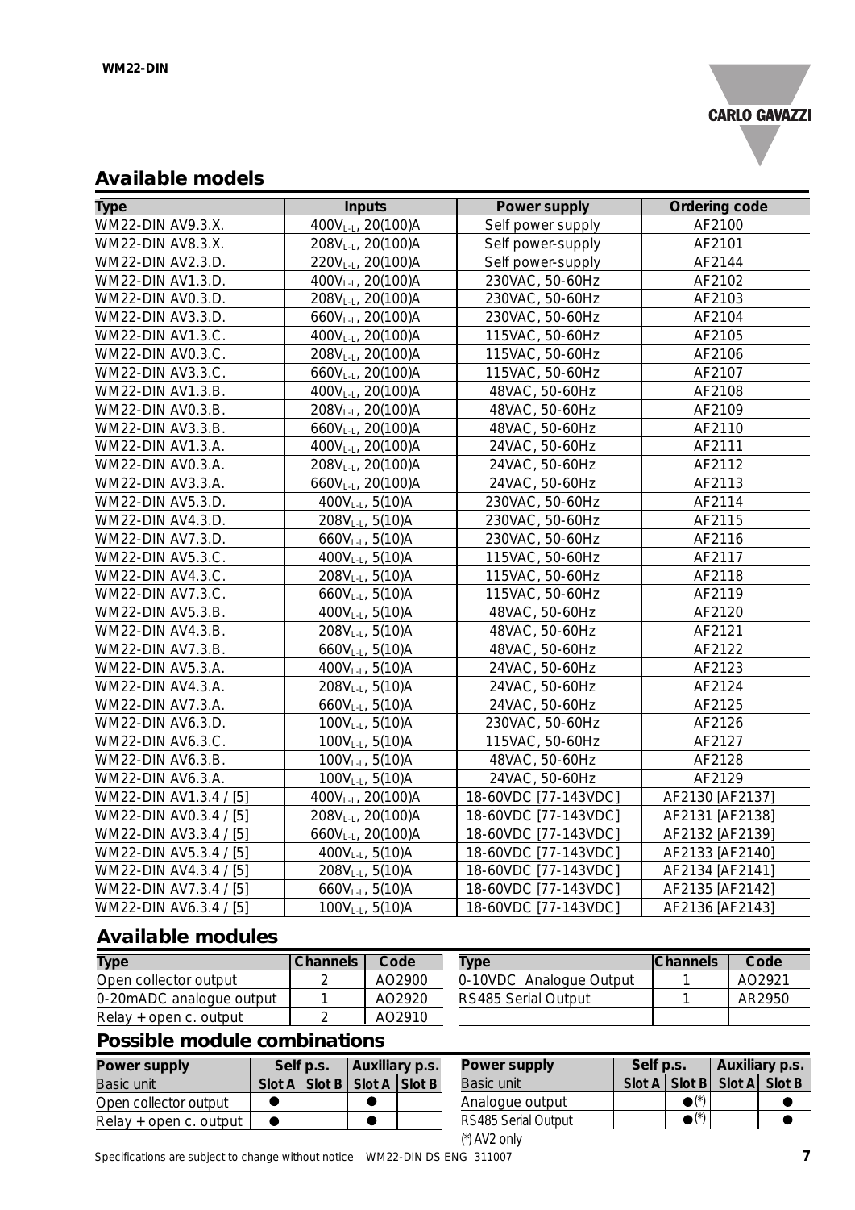## Available models

| Type | Inputs | Power supply | Ordering code |
|---|---|---|---|
| WM22-DIN AV9.3.X. | 400$V_{L-L}$, 20(100)A | Self power supply | AF2100 |
| WM22-DIN AV8.3.X. | 208$V_{L-L}$, 20(100)A | Self power-supply | AF2101 |
| WM22-DIN AV2.3.D. | 220$V_{L-L}$, 20(100)A | Self power-supply | AF2144 |
| WM22-DIN AV1.3.D. | 400$V_{L-L}$, 20(100)A | 230VAC, 50-60Hz | AF2102 |
| WM22-DIN AV0.3.D. | 208$V_{L-L}$, 20(100)A | 230VAC, 50-60Hz | AF2103 |
| WM22-DIN AV3.3.D. | 660$V_{L-L}$, 20(100)A | 230VAC, 50-60Hz | AF2104 |
| WM22-DIN AV1.3.C. | 400$V_{L-L}$, 20(100)A | 115VAC, 50-60Hz | AF2105 |
| WM22-DIN AV0.3.C. | 208$V_{L-L}$, 20(100)A | 115VAC, 50-60Hz | AF2106 |
| WM22-DIN AV3.3.C. | 660$V_{L-L}$, 20(100)A | 115VAC, 50-60Hz | AF2107 |
| WM22-DIN AV1.3.B. | 400$V_{L-L}$, 20(100)A | 48VAC, 50-60Hz | AF2108 |
| WM22-DIN AV0.3.B. | 208$V_{L-L}$, 20(100)A | 48VAC, 50-60Hz | AF2109 |
| WM22-DIN AV3.3.B. | 660$V_{L-L}$, 20(100)A | 48VAC, 50-60Hz | AF2110 |
| WM22-DIN AV1.3.A. | 400$V_{L-L}$, 20(100)A | 24VAC, 50-60Hz | AF2111 |
| WM22-DIN AV0.3.A. | 208$V_{L-L}$, 20(100)A | 24VAC, 50-60Hz | AF2112 |
| WM22-DIN AV3.3.A. | 660$V_{L-L}$, 20(100)A | 24VAC, 50-60Hz | AF2113 |
| WM22-DIN AV5.3.D. | 400$V_{L-L}$, 5(10)A | 230VAC, 50-60Hz | AF2114 |
| WM22-DIN AV4.3.D. | 208$V_{L-L}$, 5(10)A | 230VAC, 50-60Hz | AF2115 |
| WM22-DIN AV7.3.D. | 660$V_{L-L}$, 5(10)A | 230VAC, 50-60Hz | AF2116 |
| WM22-DIN AV5.3.C. | 400$V_{L-L}$, 5(10)A | 115VAC, 50-60Hz | AF2117 |
| WM22-DIN AV4.3.C. | 208$V_{L-L}$, 5(10)A | 115VAC, 50-60Hz | AF2118 |
| WM22-DIN AV7.3.C. | 660$V_{L-L}$, 5(10)A | 115VAC, 50-60Hz | AF2119 |
| WM22-DIN AV5.3.B. | 400$V_{L-L}$, 5(10)A | 48VAC, 50-60Hz | AF2120 |
| WM22-DIN AV4.3.B. | 208$V_{L-L}$, 5(10)A | 48VAC, 50-60Hz | AF2121 |
| WM22-DIN AV7.3.B. | 660$V_{L-L}$, 5(10)A | 48VAC, 50-60Hz | AF2122 |
| WM22-DIN AV5.3.A. | 400$V_{L-L}$, 5(10)A | 24VAC, 50-60Hz | AF2123 |
| WM22-DIN AV4.3.A. | 208$V_{L-L}$, 5(10)A | 24VAC, 50-60Hz | AF2124 |
| WM22-DIN AV7.3.A. | 660$V_{L-L}$, 5(10)A | 24VAC, 50-60Hz | AF2125 |
| WM22-DIN AV6.3.D. | 100$V_{L-L}$, 5(10)A | 230VAC, 50-60Hz | AF2126 |
| WM22-DIN AV6.3.C. | 100$V_{L-L}$, 5(10)A | 115VAC, 50-60Hz | AF2127 |
| WM22-DIN AV6.3.B. | 100$V_{L-L}$, 5(10)A | 48VAC, 50-60Hz | AF2128 |
| WM22-DIN AV6.3.A. | 100$V_{L-L}$, 5(10)A | 24VAC, 50-60Hz | AF2129 |
| WM22-DIN AV1.3.4 / [5] | 400$V_{L-L}$, 20(100)A | 18-60VDC [77-143VDC] | AF2130 [AF2137] |
| WM22-DIN AV0.3.4 / [5] | 208$V_{L-L}$, 20(100)A | 18-60VDC [77-143VDC] | AF2131 [AF2138] |
| WM22-DIN AV3.3.4 / [5] | 660$V_{L-L}$, 20(100)A | 18-60VDC [77-143VDC] | AF2132 [AF2139] |
| WM22-DIN AV5.3.4 / [5] | 400$V_{L-L}$, 5(10)A | 18-60VDC [77-143VDC] | AF2133 [AF2140] |
| WM22-DIN AV4.3.4 / [5] | 208$V_{L-L}$, 5(10)A | 18-60VDC [77-143VDC] | AF2134 [AF2141] |
| WM22-DIN AV7.3.4 / [5] | 660$V_{L-L}$, 5(10)A | 18-60VDC [77-143VDC] | AF2135 [AF2142] |
| WM22-DIN AV6.3.4 / [5] | 100$V_{L-L}$, 5(10)A | 18-60VDC [77-143VDC] | AF2136 [AF2143] |

## Available modules

| Type | Channels | Code |
|---|---|---|
| Open collector output | 2 | AO2900 |
| 0-20mADC analogue output | 1 | AO2920 |
| Relay + open c. output | 2 | AO2910 |
| 0-10VDC Analogue Output | 1 | AO2921 |
| RS485 Serial Output | 1 | AR2950 |

## Possible module combinations

| Power supply | Self p.s. | | Auxiliary p.s. | |
|---|---|---|---|---|
| Basic unit | Slot A | Slot B | Slot A | Slot B |
| Open collector output | ● | | ● | |
| Relay + open c. output | ● | | ● | |
| Analogue output | | ●(*) | | ● |
| RS485 Serial Output | | ●(*) | | ● |

(*) AV2 only

Specifications are subject to change without notice WM22-DIN DS ENG 311007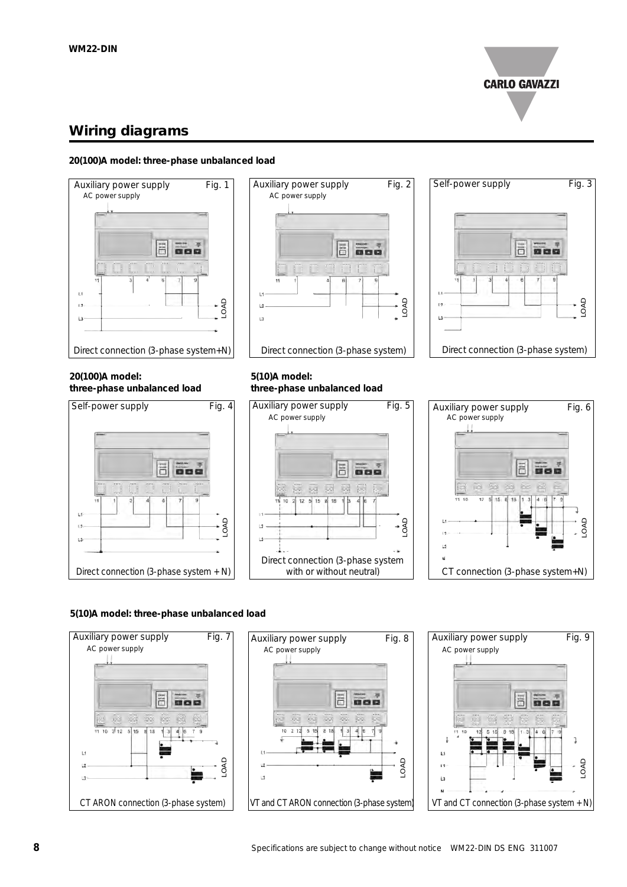## Wiring diagrams

**20(100)A model: three-phase unbalanced load**

Auxiliary power supply — Fig. 1

AC power supply

Direct connection (3-phase system+N)

Auxiliary power supply — Fig. 2

AC power supply

Direct connection (3-phase system)

Self-power supply — Fig. 3

Direct connection (3-phase system)

**20(100)A model: three-phase unbalanced load**

Self-power supply — Fig. 4

Direct connection (3-phase system + N)

**5(10)A model: three-phase unbalanced load**

Auxiliary power supply — Fig. 5

AC power supply

Direct connection (3-phase system with or without neutral)

Auxiliary power supply — Fig. 6

AC power supply

CT connection (3-phase system+N)

**5(10)A model: three-phase unbalanced load**

Auxiliary power supply — Fig. 7

AC power supply

CT ARON connection (3-phase system)

Auxiliary power supply — Fig. 8

AC power supply

VT and CT ARON connection (3-phase system)

Auxiliary power supply — Fig. 9

AC power supply

VT and CT connection (3-phase system + N)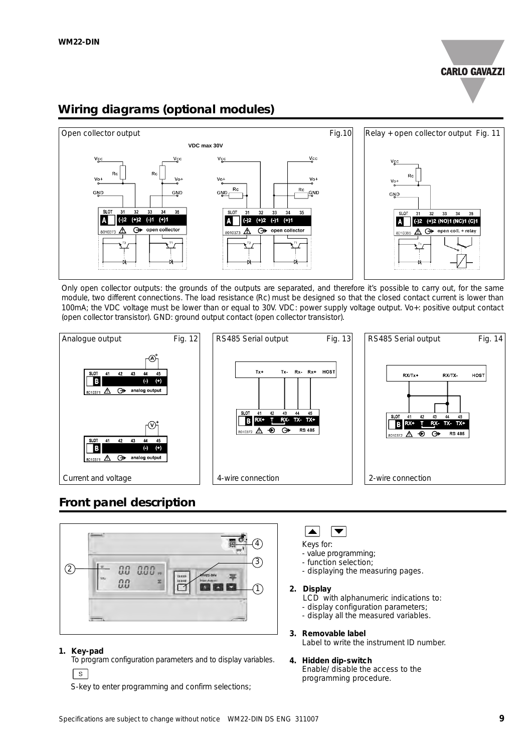## Wiring diagrams (optional modules)

Open collector output — Fig.10

VDC max 30V

Relay + open collector output — Fig. 11

Only open collector outputs: the grounds of the outputs are separated, and therefore it's possible to carry out, for the same module, two different connections. The load resistance (Rc) must be designed so that the closed contact current is lower than 100mA; the VDC voltage must be lower than or equal to 30V. VDC: power supply voltage output. Vo+: positive output contact (open collector transistor). GND: ground output contact (open collector transistor).

Analogue output — Fig. 12

Current and voltage

RS485 Serial output — Fig. 13

4-wire connection

RS485 Serial output — Fig. 14

2-wire connection

## Front panel description

1. **Key-pad**
   To program configuration parameters and to display variables.

   S-key to enter programming and confirm selections;

   ▲ ▼ Keys for:
   - value programming;
   - function selection;
   - displaying the measuring pages.

2. **Display**
   LCD with alphanumeric indications to:
   - display configuration parameters;
   - display all the measured variables.

3. **Removable label**
   Label to write the instrument ID number.

4. **Hidden dip-switch**
   Enable/ disable the access to the programming procedure.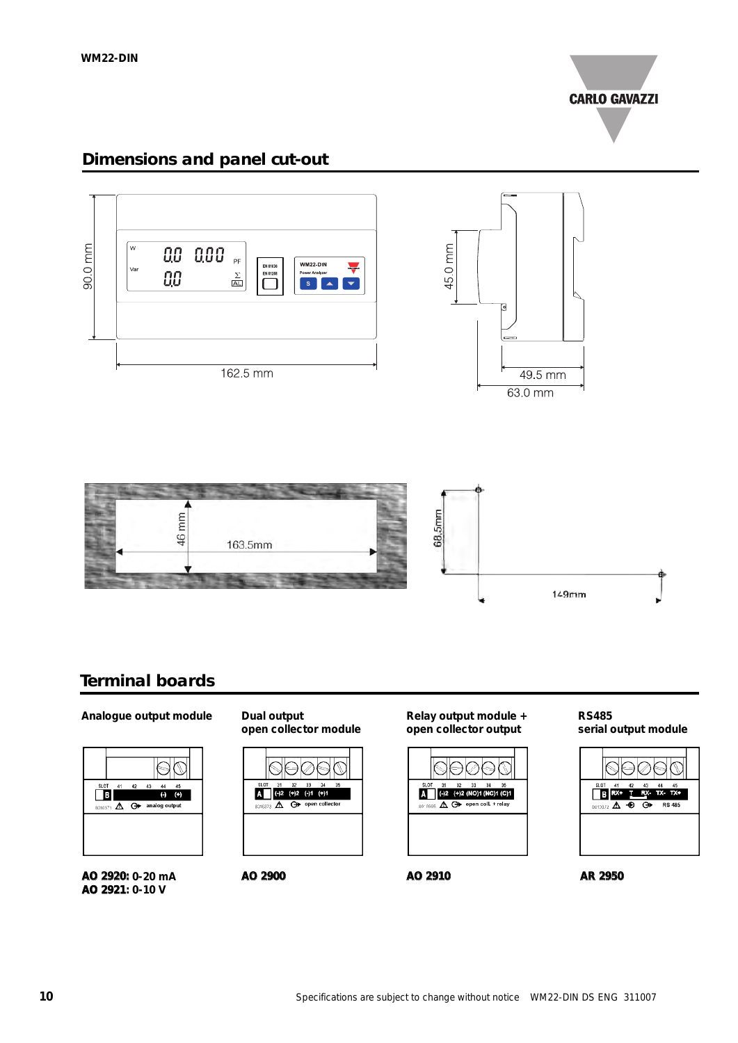## Dimensions and panel cut-out

90.0 mm

162.5 mm

45.0 mm

49.5 mm

63.0 mm

46 mm

163.5mm

68.5mm

149mm

## Terminal boards

**Analogue output module**

**AO 2920:** 0-20 mA
**AO 2921:** 0-10 V

**Dual output open collector module**

**AO 2900**

**Relay output module + open collector output**

**AO 2910**

**RS485 serial output module**

**AR 2950**

Specifications are subject to change without notice WM22-DIN DS ENG 311007